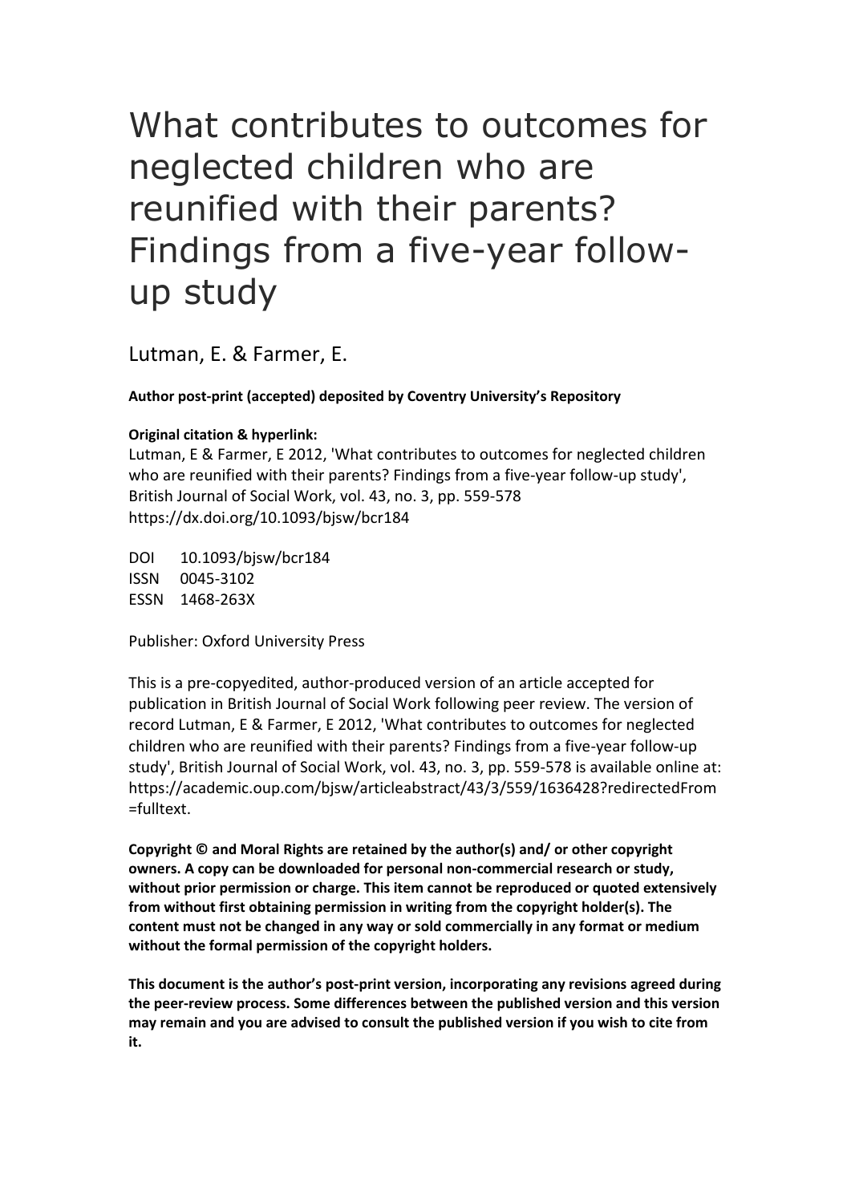# What contributes to outcomes for neglected children who are reunified with their parents? Findings from a five-year follow-up study

Lutman, E. & Farmer, E.

**Author post-print (accepted) deposited by Coventry University's Repository**

**Original citation & hyperlink:**

Lutman, E & Farmer, E 2012, 'What contributes to outcomes for neglected children who are reunified with their parents? Findings from a five-year follow-up study', British Journal of Social Work, vol. 43, no. 3, pp. 559-578
https://dx.doi.org/10.1093/bjsw/bcr184

DOI 10.1093/bjsw/bcr184
ISSN 0045-3102
ESSN 1468-263X

Publisher: Oxford University Press

This is a pre-copyedited, author-produced version of an article accepted for publication in British Journal of Social Work following peer review. The version of record Lutman, E & Farmer, E 2012, 'What contributes to outcomes for neglected children who are reunified with their parents? Findings from a five-year follow-up study', British Journal of Social Work, vol. 43, no. 3, pp. 559-578 is available online at: https://academic.oup.com/bjsw/articleabstract/43/3/559/1636428?redirectedFrom=fulltext.

**Copyright © and Moral Rights are retained by the author(s) and/ or other copyright owners. A copy can be downloaded for personal non-commercial research or study, without prior permission or charge. This item cannot be reproduced or quoted extensively from without first obtaining permission in writing from the copyright holder(s). The content must not be changed in any way or sold commercially in any format or medium without the formal permission of the copyright holders.**

**This document is the author's post-print version, incorporating any revisions agreed during the peer-review process. Some differences between the published version and this version may remain and you are advised to consult the published version if you wish to cite from it.**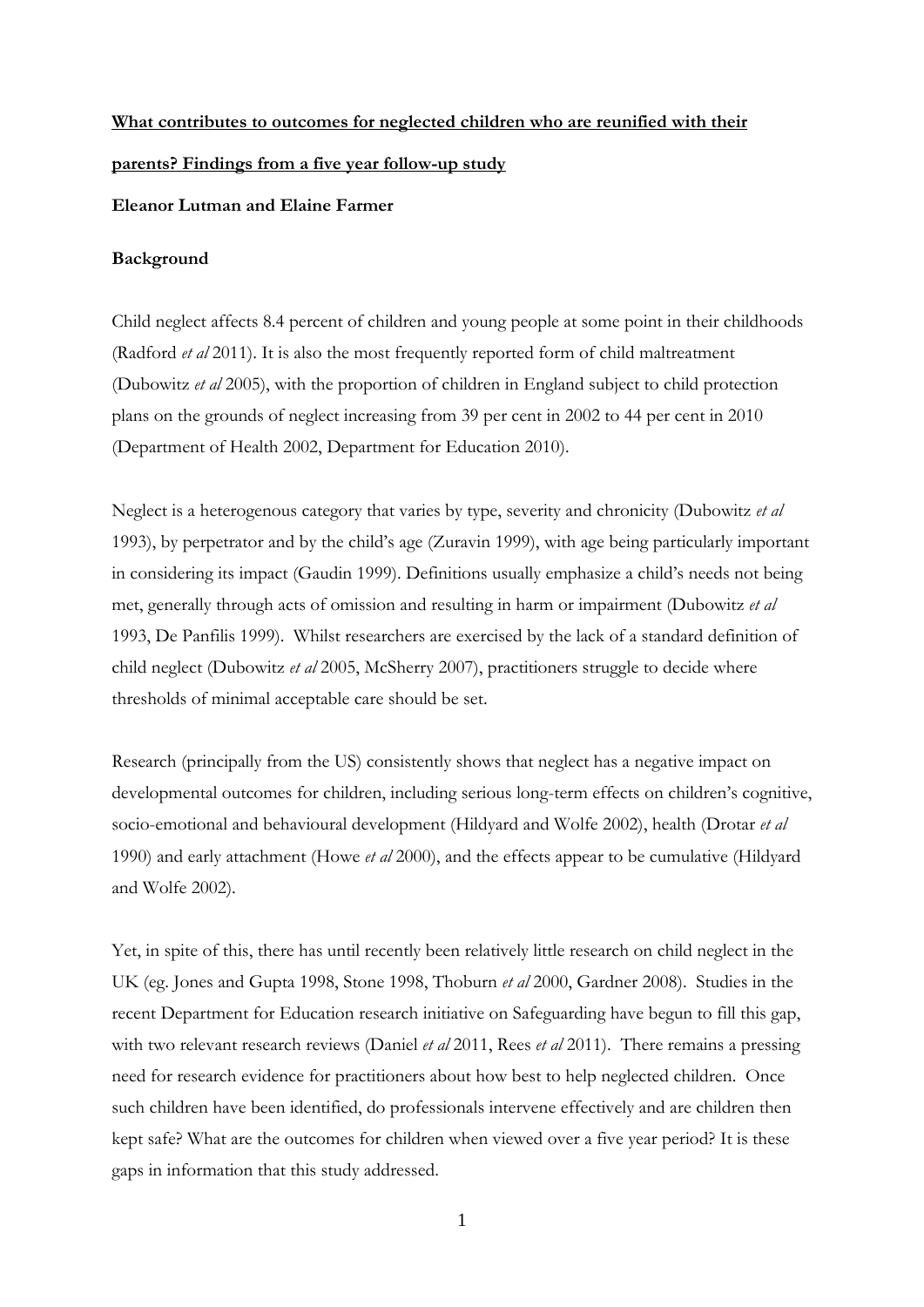**What contributes to outcomes for neglected children who are reunified with their parents? Findings from a five year follow-up study**

**Eleanor Lutman and Elaine Farmer**

**Background**

Child neglect affects 8.4 percent of children and young people at some point in their childhoods (Radford *et al* 2011). It is also the most frequently reported form of child maltreatment (Dubowitz *et al* 2005), with the proportion of children in England subject to child protection plans on the grounds of neglect increasing from 39 per cent in 2002 to 44 per cent in 2010 (Department of Health 2002, Department for Education 2010).

Neglect is a heterogenous category that varies by type, severity and chronicity (Dubowitz *et al* 1993), by perpetrator and by the child's age (Zuravin 1999), with age being particularly important in considering its impact (Gaudin 1999). Definitions usually emphasize a child's needs not being met, generally through acts of omission and resulting in harm or impairment (Dubowitz *et al* 1993, De Panfilis 1999). Whilst researchers are exercised by the lack of a standard definition of child neglect (Dubowitz *et al* 2005, McSherry 2007), practitioners struggle to decide where thresholds of minimal acceptable care should be set.

Research (principally from the US) consistently shows that neglect has a negative impact on developmental outcomes for children, including serious long-term effects on children's cognitive, socio-emotional and behavioural development (Hildyard and Wolfe 2002), health (Drotar *et al* 1990) and early attachment (Howe *et al* 2000), and the effects appear to be cumulative (Hildyard and Wolfe 2002).

Yet, in spite of this, there has until recently been relatively little research on child neglect in the UK (eg. Jones and Gupta 1998, Stone 1998, Thoburn *et al* 2000, Gardner 2008). Studies in the recent Department for Education research initiative on Safeguarding have begun to fill this gap, with two relevant research reviews (Daniel *et al* 2011, Rees *et al* 2011). There remains a pressing need for research evidence for practitioners about how best to help neglected children. Once such children have been identified, do professionals intervene effectively and are children then kept safe? What are the outcomes for children when viewed over a five year period? It is these gaps in information that this study addressed.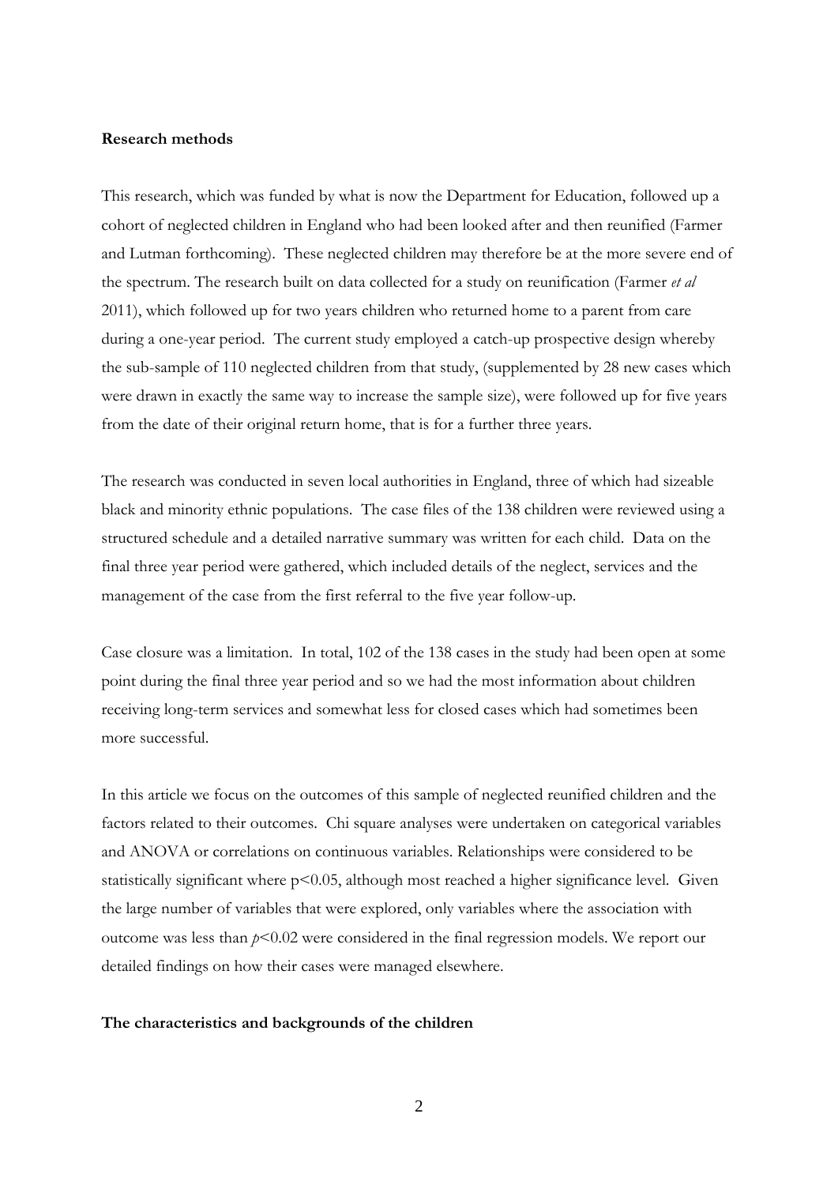**Research methods**

This research, which was funded by what is now the Department for Education, followed up a cohort of neglected children in England who had been looked after and then reunified (Farmer and Lutman forthcoming). These neglected children may therefore be at the more severe end of the spectrum. The research built on data collected for a study on reunification (Farmer *et al* 2011), which followed up for two years children who returned home to a parent from care during a one-year period. The current study employed a catch-up prospective design whereby the sub-sample of 110 neglected children from that study, (supplemented by 28 new cases which were drawn in exactly the same way to increase the sample size), were followed up for five years from the date of their original return home, that is for a further three years.

The research was conducted in seven local authorities in England, three of which had sizeable black and minority ethnic populations. The case files of the 138 children were reviewed using a structured schedule and a detailed narrative summary was written for each child. Data on the final three year period were gathered, which included details of the neglect, services and the management of the case from the first referral to the five year follow-up.

Case closure was a limitation. In total, 102 of the 138 cases in the study had been open at some point during the final three year period and so we had the most information about children receiving long-term services and somewhat less for closed cases which had sometimes been more successful.

In this article we focus on the outcomes of this sample of neglected reunified children and the factors related to their outcomes. Chi square analyses were undertaken on categorical variables and ANOVA or correlations on continuous variables. Relationships were considered to be statistically significant where $p<0.05$, although most reached a higher significance level. Given the large number of variables that were explored, only variables where the association with outcome was less than $p<0.02$ were considered in the final regression models. We report our detailed findings on how their cases were managed elsewhere.

**The characteristics and backgrounds of the children**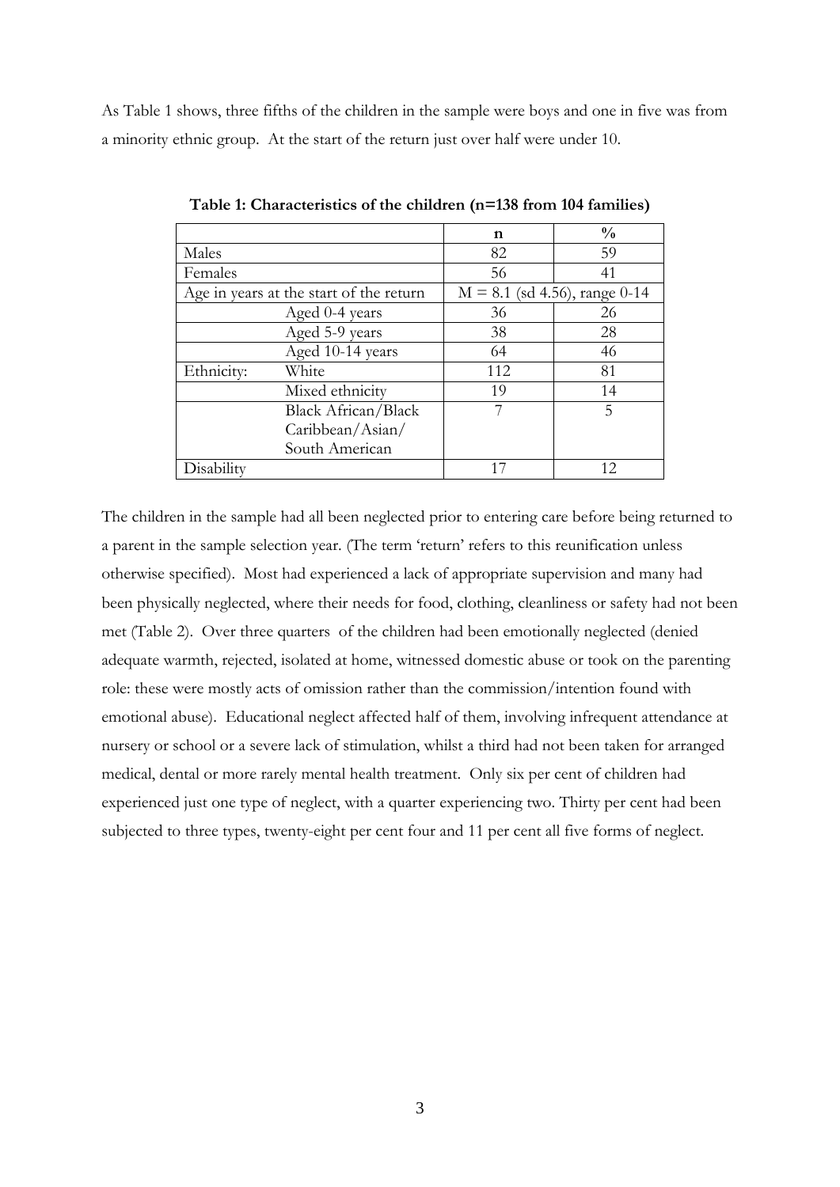As Table 1 shows, three fifths of the children in the sample were boys and one in five was from a minority ethnic group. At the start of the return just over half were under 10.

**Table 1: Characteristics of the children (n=138 from 104 families)**

| | | n | % |
|---|---|---|---|
| Males | | 82 | 59 |
| Females | | 56 | 41 |
| Age in years at the start of the return | | M = 8.1 (sd 4.56), range 0-14 | |
| | Aged 0-4 years | 36 | 26 |
| | Aged 5-9 years | 38 | 28 |
| | Aged 10-14 years | 64 | 46 |
| Ethnicity: | White | 112 | 81 |
| | Mixed ethnicity | 19 | 14 |
| | Black African/Black Caribbean/Asian/ South American | 7 | 5 |
| Disability | | 17 | 12 |

The children in the sample had all been neglected prior to entering care before being returned to a parent in the sample selection year. (The term 'return' refers to this reunification unless otherwise specified). Most had experienced a lack of appropriate supervision and many had been physically neglected, where their needs for food, clothing, cleanliness or safety had not been met (Table 2). Over three quarters of the children had been emotionally neglected (denied adequate warmth, rejected, isolated at home, witnessed domestic abuse or took on the parenting role: these were mostly acts of omission rather than the commission/intention found with emotional abuse). Educational neglect affected half of them, involving infrequent attendance at nursery or school or a severe lack of stimulation, whilst a third had not been taken for arranged medical, dental or more rarely mental health treatment. Only six per cent of children had experienced just one type of neglect, with a quarter experiencing two. Thirty per cent had been subjected to three types, twenty-eight per cent four and 11 per cent all five forms of neglect.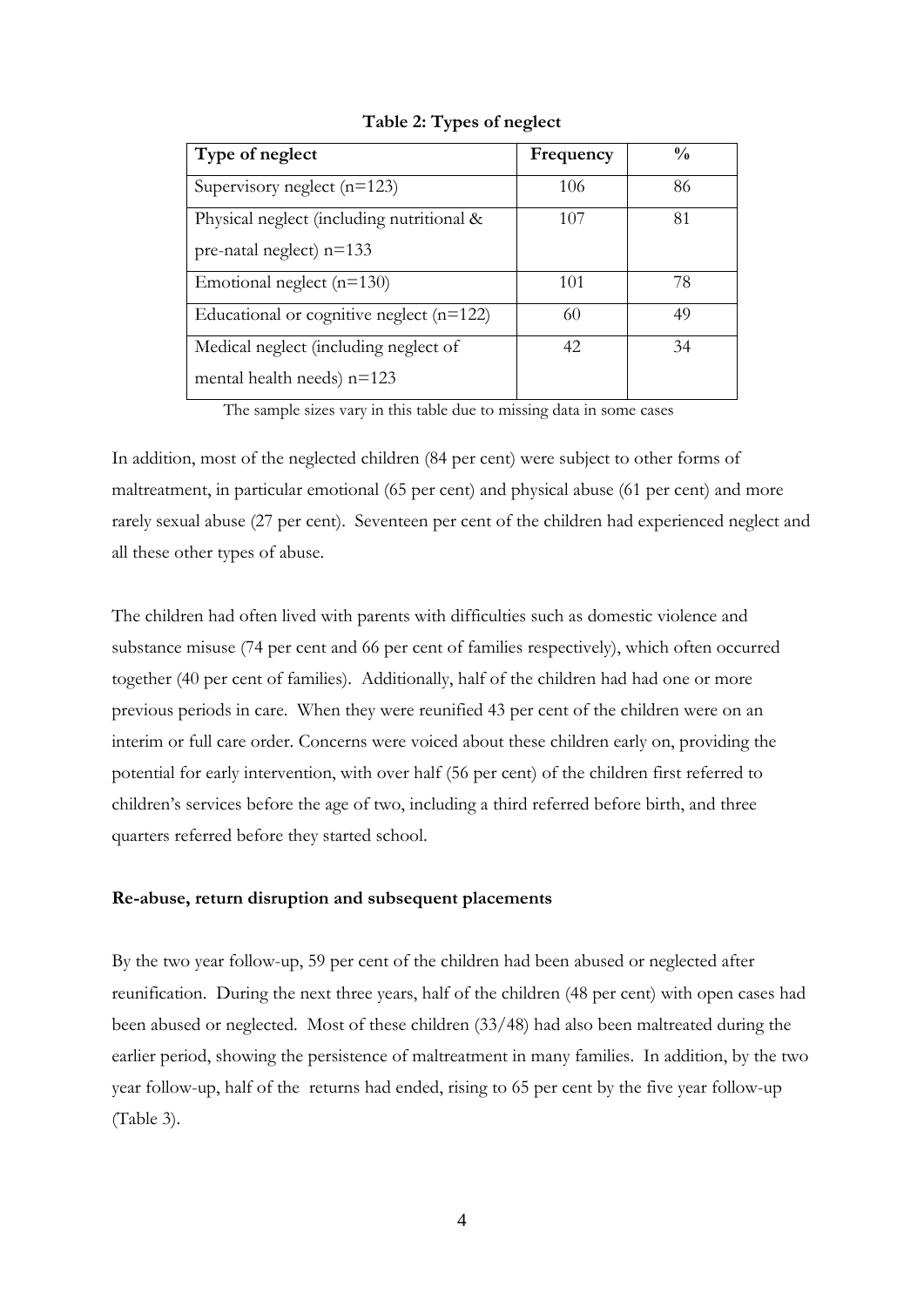**Table 2: Types of neglect**

| Type of neglect | Frequency | % |
|---|---|---|
| Supervisory neglect (n=123) | 106 | 86 |
| Physical neglect (including nutritional & pre-natal neglect) n=133 | 107 | 81 |
| Emotional neglect (n=130) | 101 | 78 |
| Educational or cognitive neglect (n=122) | 60 | 49 |
| Medical neglect (including neglect of mental health needs) n=123 | 42 | 34 |

The sample sizes vary in this table due to missing data in some cases

In addition, most of the neglected children (84 per cent) were subject to other forms of maltreatment, in particular emotional (65 per cent) and physical abuse (61 per cent) and more rarely sexual abuse (27 per cent). Seventeen per cent of the children had experienced neglect and all these other types of abuse.

The children had often lived with parents with difficulties such as domestic violence and substance misuse (74 per cent and 66 per cent of families respectively), which often occurred together (40 per cent of families). Additionally, half of the children had had one or more previous periods in care. When they were reunified 43 per cent of the children were on an interim or full care order. Concerns were voiced about these children early on, providing the potential for early intervention, with over half (56 per cent) of the children first referred to children's services before the age of two, including a third referred before birth, and three quarters referred before they started school.

**Re-abuse, return disruption and subsequent placements**

By the two year follow-up, 59 per cent of the children had been abused or neglected after reunification. During the next three years, half of the children (48 per cent) with open cases had been abused or neglected. Most of these children (33/48) had also been maltreated during the earlier period, showing the persistence of maltreatment in many families. In addition, by the two year follow-up, half of the returns had ended, rising to 65 per cent by the five year follow-up (Table 3).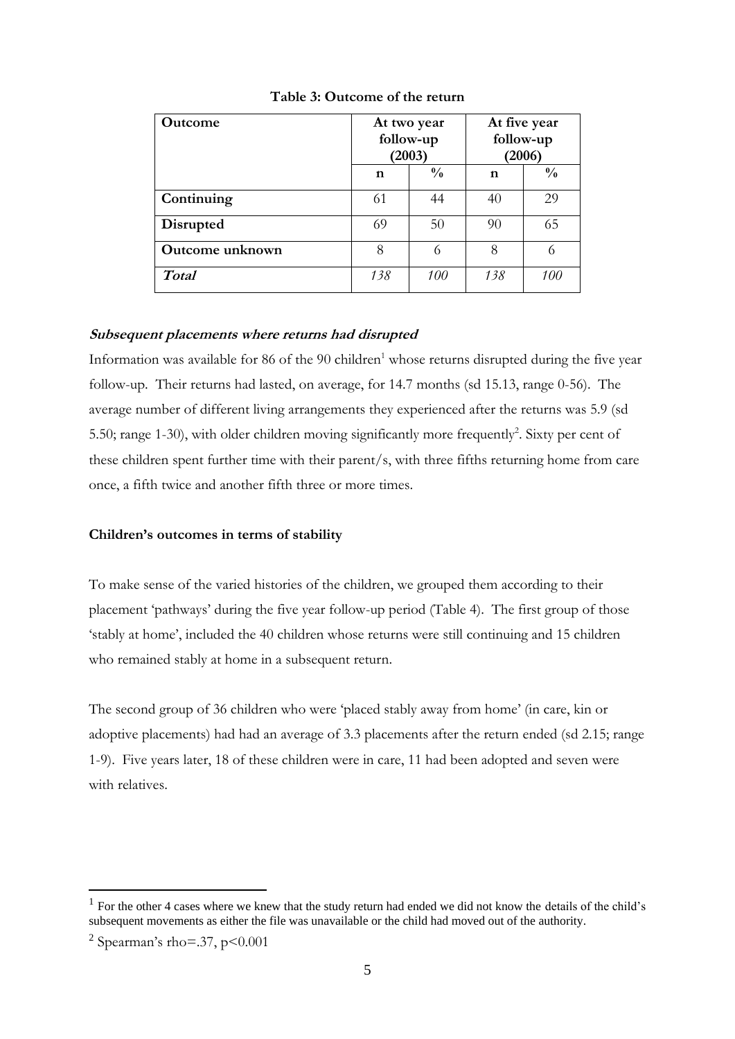**Table 3: Outcome of the return**

| Outcome | At two year follow-up (2003) | | At five year follow-up (2006) | |
|---|---|---|---|---|
| | n | % | n | % |
| **Continuing** | 61 | 44 | 40 | 29 |
| **Disrupted** | 69 | 50 | 90 | 65 |
| **Outcome unknown** | 8 | 6 | 8 | 6 |
| ***Total*** | *138* | *100* | *138* | *100* |

***Subsequent placements where returns had disrupted***

Information was available for 86 of the 90 children[1] whose returns disrupted during the five year follow-up. Their returns had lasted, on average, for 14.7 months (sd 15.13, range 0-56). The average number of different living arrangements they experienced after the returns was 5.9 (sd 5.50; range 1-30), with older children moving significantly more frequently[2]. Sixty per cent of these children spent further time with their parent/s, with three fifths returning home from care once, a fifth twice and another fifth three or more times.

**Children's outcomes in terms of stability**

To make sense of the varied histories of the children, we grouped them according to their placement 'pathways' during the five year follow-up period (Table 4). The first group of those 'stably at home', included the 40 children whose returns were still continuing and 15 children who remained stably at home in a subsequent return.

The second group of 36 children who were 'placed stably away from home' (in care, kin or adoptive placements) had had an average of 3.3 placements after the return ended (sd 2.15; range 1-9). Five years later, 18 of these children were in care, 11 had been adopted and seven were with relatives.

[1] For the other 4 cases where we knew that the study return had ended we did not know the details of the child's subsequent movements as either the file was unavailable or the child had moved out of the authority.

[2] Spearman's rho=.37, $p<0.001$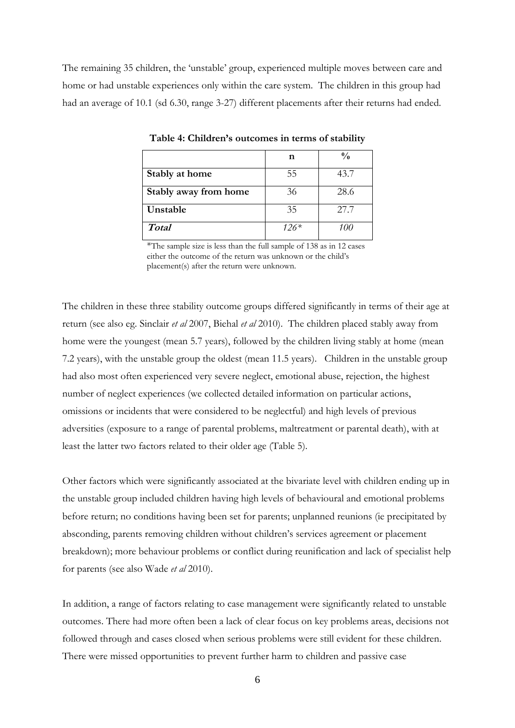The remaining 35 children, the 'unstable' group, experienced multiple moves between care and home or had unstable experiences only within the care system. The children in this group had had an average of 10.1 (sd 6.30, range 3-27) different placements after their returns had ended.

**Table 4: Children's outcomes in terms of stability**

| | n | % |
|---|---|---|
| **Stably at home** | 55 | 43.7 |
| **Stably away from home** | 36 | 28.6 |
| **Unstable** | 35 | 27.7 |
| ***Total*** | *126\** | *100* |

*The sample size is less than the full sample of 138 as in 12 cases either the outcome of the return was unknown or the child's placement(s) after the return were unknown.

The children in these three stability outcome groups differed significantly in terms of their age at return (see also eg. Sinclair *et al* 2007, Biehal *et al* 2010). The children placed stably away from home were the youngest (mean 5.7 years), followed by the children living stably at home (mean 7.2 years), with the unstable group the oldest (mean 11.5 years). Children in the unstable group had also most often experienced very severe neglect, emotional abuse, rejection, the highest number of neglect experiences (we collected detailed information on particular actions, omissions or incidents that were considered to be neglectful) and high levels of previous adversities (exposure to a range of parental problems, maltreatment or parental death), with at least the latter two factors related to their older age (Table 5).

Other factors which were significantly associated at the bivariate level with children ending up in the unstable group included children having high levels of behavioural and emotional problems before return; no conditions having been set for parents; unplanned reunions (ie precipitated by absconding, parents removing children without children's services agreement or placement breakdown); more behaviour problems or conflict during reunification and lack of specialist help for parents (see also Wade *et al* 2010).

In addition, a range of factors relating to case management were significantly related to unstable outcomes. There had more often been a lack of clear focus on key problems areas, decisions not followed through and cases closed when serious problems were still evident for these children. There were missed opportunities to prevent further harm to children and passive case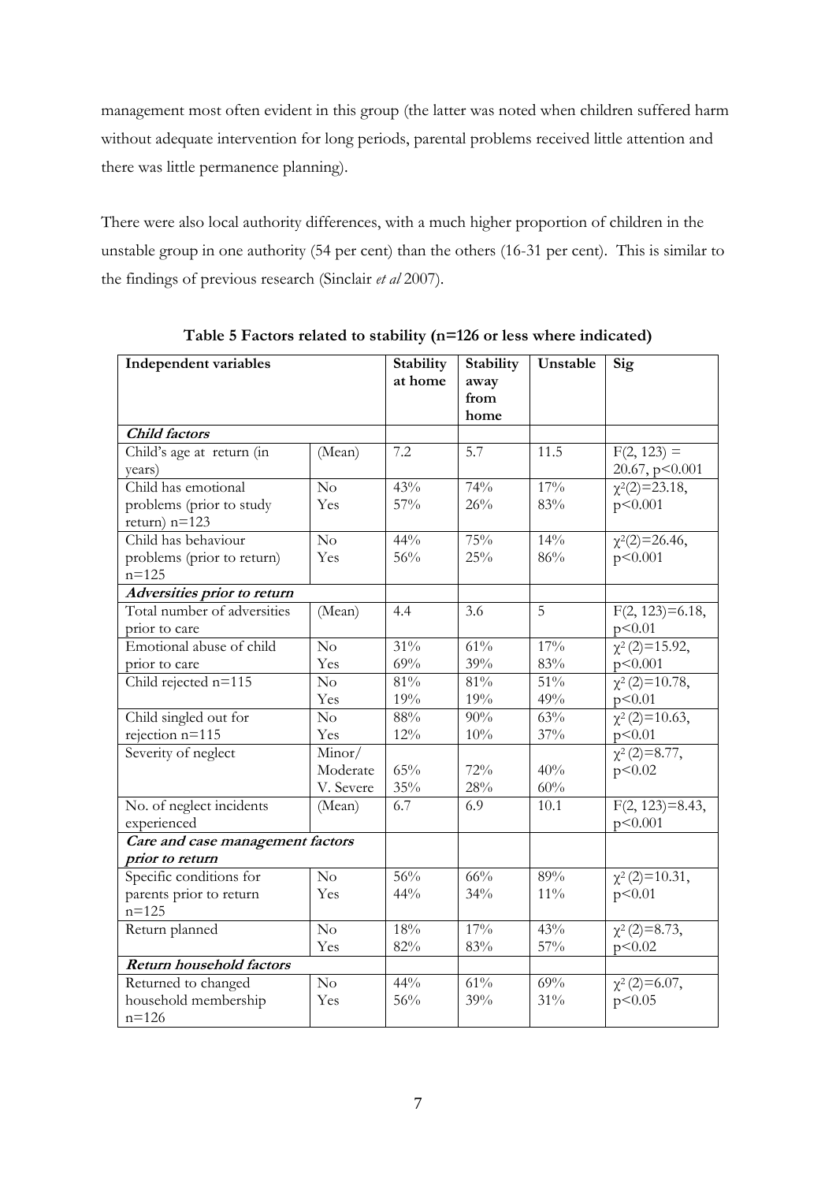management most often evident in this group (the latter was noted when children suffered harm without adequate intervention for long periods, parental problems received little attention and there was little permanence planning).

There were also local authority differences, with a much higher proportion of children in the unstable group in one authority (54 per cent) than the others (16-31 per cent). This is similar to the findings of previous research (Sinclair *et al* 2007).

**Table 5 Factors related to stability (n=126 or less where indicated)**

| Independent variables | | Stability at home | Stability away from home | Unstable | Sig |
|---|---|---|---|---|---|
| ***Child factors*** | | | | | |
| Child's age at return (in years) | (Mean) | 7.2 | 5.7 | 11.5 | $F(2, 123) = 20.67$, $p<0.001$ |
| Child has emotional problems (prior to study return) n=123 | No<br>Yes | 43%<br>57% | 74%<br>26% | 17%<br>83% | $\chi^2(2)=23.18$, $p<0.001$ |
| Child has behaviour problems (prior to return) n=125 | No<br>Yes | 44%<br>56% | 75%<br>25% | 14%<br>86% | $\chi^2(2)=26.46$, $p<0.001$ |
| ***Adversities prior to return*** | | | | | |
| Total number of adversities prior to care | (Mean) | 4.4 | 3.6 | 5 | $F(2, 123)=6.18$, $p<0.01$ |
| Emotional abuse of child prior to care | No<br>Yes | 31%<br>69% | 61%<br>39% | 17%<br>83% | $\chi^2(2)=15.92$, $p<0.001$ |
| Child rejected n=115 | No<br>Yes | 81%<br>19% | 81%<br>19% | 51%<br>49% | $\chi^2(2)=10.78$, $p<0.01$ |
| Child singled out for rejection n=115 | No<br>Yes | 88%<br>12% | 90%<br>10% | 63%<br>37% | $\chi^2(2)=10.63$, $p<0.01$ |
| Severity of neglect | Minor/ Moderate<br>V. Severe | 65%<br>35% | 72%<br>28% | 40%<br>60% | $\chi^2(2)=8.77$, $p<0.02$ |
| No. of neglect incidents experienced | (Mean) | 6.7 | 6.9 | 10.1 | $F(2, 123)=8.43$, $p<0.001$ |
| ***Care and case management factors prior to return*** | | | | | |
| Specific conditions for parents prior to return n=125 | No<br>Yes | 56%<br>44% | 66%<br>34% | 89%<br>11% | $\chi^2(2)=10.31$, $p<0.01$ |
| Return planned | No<br>Yes | 18%<br>82% | 17%<br>83% | 43%<br>57% | $\chi^2(2)=8.73$, $p<0.02$ |
| ***Return household factors*** | | | | | |
| Returned to changed household membership n=126 | No<br>Yes | 44%<br>56% | 61%<br>39% | 69%<br>31% | $\chi^2(2)=6.07$, $p<0.05$ |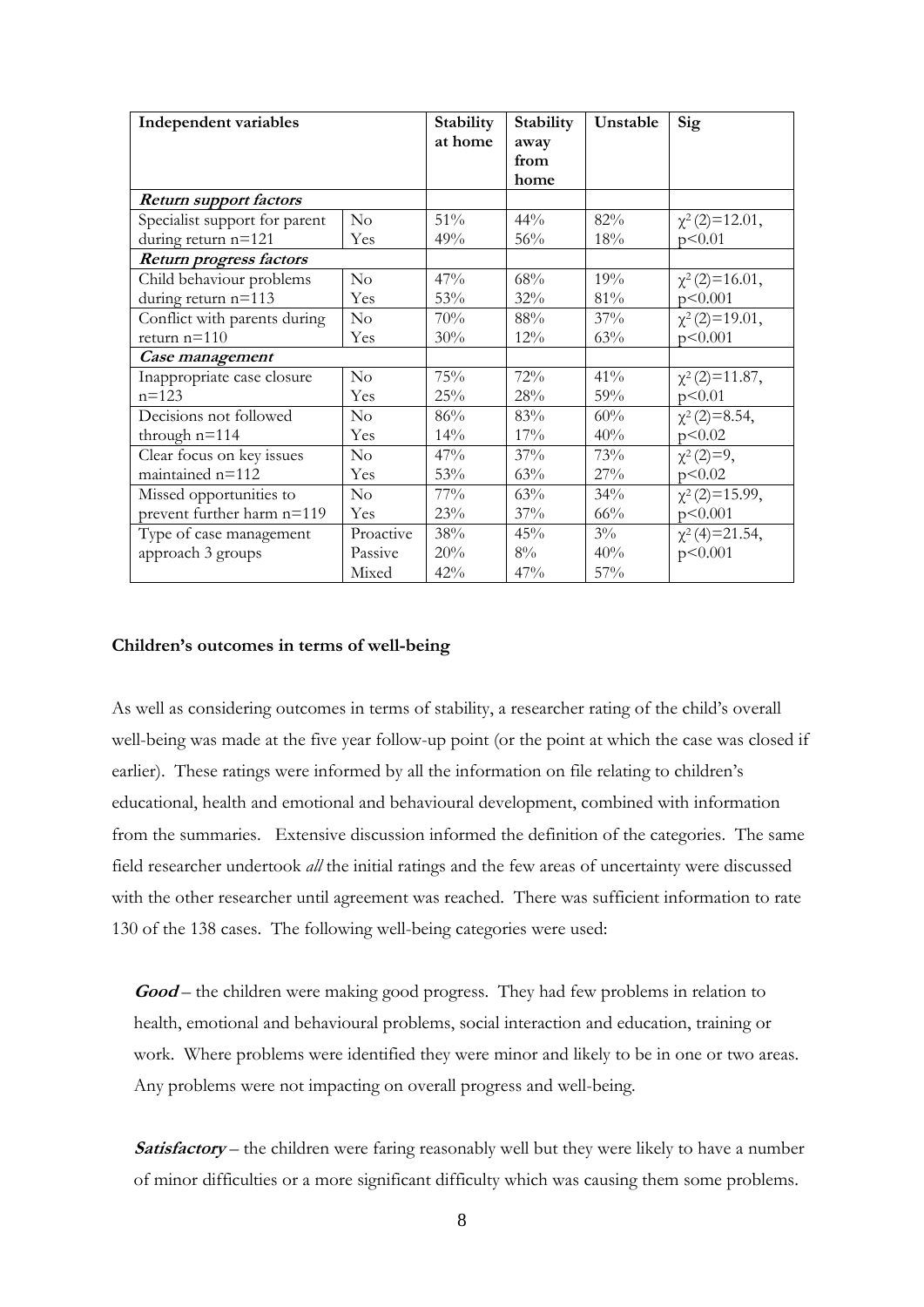| Independent variables | | Stability at home | Stability away from home | Unstable | Sig |
|---|---|---|---|---|---|
| ***Return support factors*** | | | | | |
| Specialist support for parent during return n=121 | No<br>Yes | 51%<br>49% | 44%<br>56% | 82%<br>18% | $\chi^2(2)=12.01$, $p<0.01$ |
| ***Return progress factors*** | | | | | |
| Child behaviour problems during return n=113 | No<br>Yes | 47%<br>53% | 68%<br>32% | 19%<br>81% | $\chi^2(2)=16.01$, $p<0.001$ |
| Conflict with parents during return n=110 | No<br>Yes | 70%<br>30% | 88%<br>12% | 37%<br>63% | $\chi^2(2)=19.01$, $p<0.001$ |
| ***Case management*** | | | | | |
| Inappropriate case closure n=123 | No<br>Yes | 75%<br>25% | 72%<br>28% | 41%<br>59% | $\chi^2(2)=11.87$, $p<0.01$ |
| Decisions not followed through n=114 | No<br>Yes | 86%<br>14% | 83%<br>17% | 60%<br>40% | $\chi^2(2)=8.54$, $p<0.02$ |
| Clear focus on key issues maintained n=112 | No<br>Yes | 47%<br>53% | 37%<br>63% | 73%<br>27% | $\chi^2(2)=9$, $p<0.02$ |
| Missed opportunities to prevent further harm n=119 | No<br>Yes | 77%<br>23% | 63%<br>37% | 34%<br>66% | $\chi^2(2)=15.99$, $p<0.001$ |
| Type of case management approach 3 groups | Proactive<br>Passive<br>Mixed | 38%<br>20%<br>42% | 45%<br>8%<br>47% | 3%<br>40%<br>57% | $\chi^2(4)=21.54$, $p<0.001$ |

**Children's outcomes in terms of well-being**

As well as considering outcomes in terms of stability, a researcher rating of the child's overall well-being was made at the five year follow-up point (or the point at which the case was closed if earlier). These ratings were informed by all the information on file relating to children's educational, health and emotional and behavioural development, combined with information from the summaries. Extensive discussion informed the definition of the categories. The same field researcher undertook *all* the initial ratings and the few areas of uncertainty were discussed with the other researcher until agreement was reached. There was sufficient information to rate 130 of the 138 cases. The following well-being categories were used:

***Good*** – the children were making good progress. They had few problems in relation to health, emotional and behavioural problems, social interaction and education, training or work. Where problems were identified they were minor and likely to be in one or two areas. Any problems were not impacting on overall progress and well-being.

***Satisfactory*** – the children were faring reasonably well but they were likely to have a number of minor difficulties or a more significant difficulty which was causing them some problems.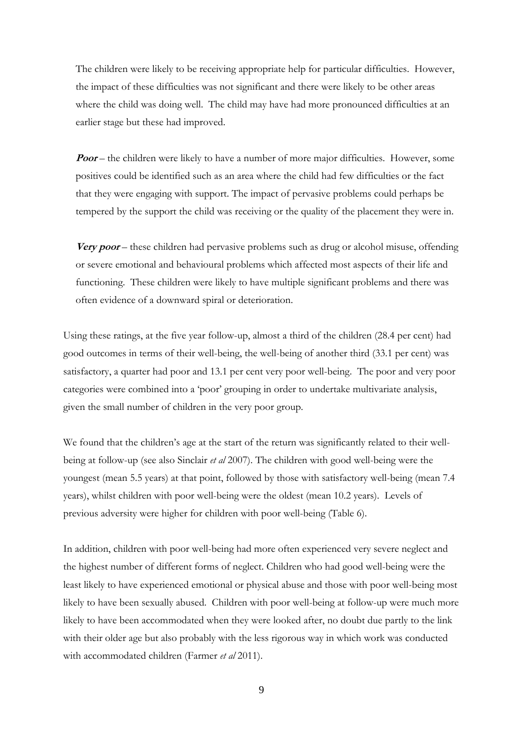The children were likely to be receiving appropriate help for particular difficulties. However, the impact of these difficulties was not significant and there were likely to be other areas where the child was doing well. The child may have had more pronounced difficulties at an earlier stage but these had improved.

***Poor*** – the children were likely to have a number of more major difficulties. However, some positives could be identified such as an area where the child had few difficulties or the fact that they were engaging with support. The impact of pervasive problems could perhaps be tempered by the support the child was receiving or the quality of the placement they were in.

***Very poor*** – these children had pervasive problems such as drug or alcohol misuse, offending or severe emotional and behavioural problems which affected most aspects of their life and functioning. These children were likely to have multiple significant problems and there was often evidence of a downward spiral or deterioration.

Using these ratings, at the five year follow-up, almost a third of the children (28.4 per cent) had good outcomes in terms of their well-being, the well-being of another third (33.1 per cent) was satisfactory, a quarter had poor and 13.1 per cent very poor well-being. The poor and very poor categories were combined into a 'poor' grouping in order to undertake multivariate analysis, given the small number of children in the very poor group.

We found that the children's age at the start of the return was significantly related to their well-being at follow-up (see also Sinclair *et al* 2007). The children with good well-being were the youngest (mean 5.5 years) at that point, followed by those with satisfactory well-being (mean 7.4 years), whilst children with poor well-being were the oldest (mean 10.2 years). Levels of previous adversity were higher for children with poor well-being (Table 6).

In addition, children with poor well-being had more often experienced very severe neglect and the highest number of different forms of neglect. Children who had good well-being were the least likely to have experienced emotional or physical abuse and those with poor well-being most likely to have been sexually abused. Children with poor well-being at follow-up were much more likely to have been accommodated when they were looked after, no doubt due partly to the link with their older age but also probably with the less rigorous way in which work was conducted with accommodated children (Farmer *et al* 2011).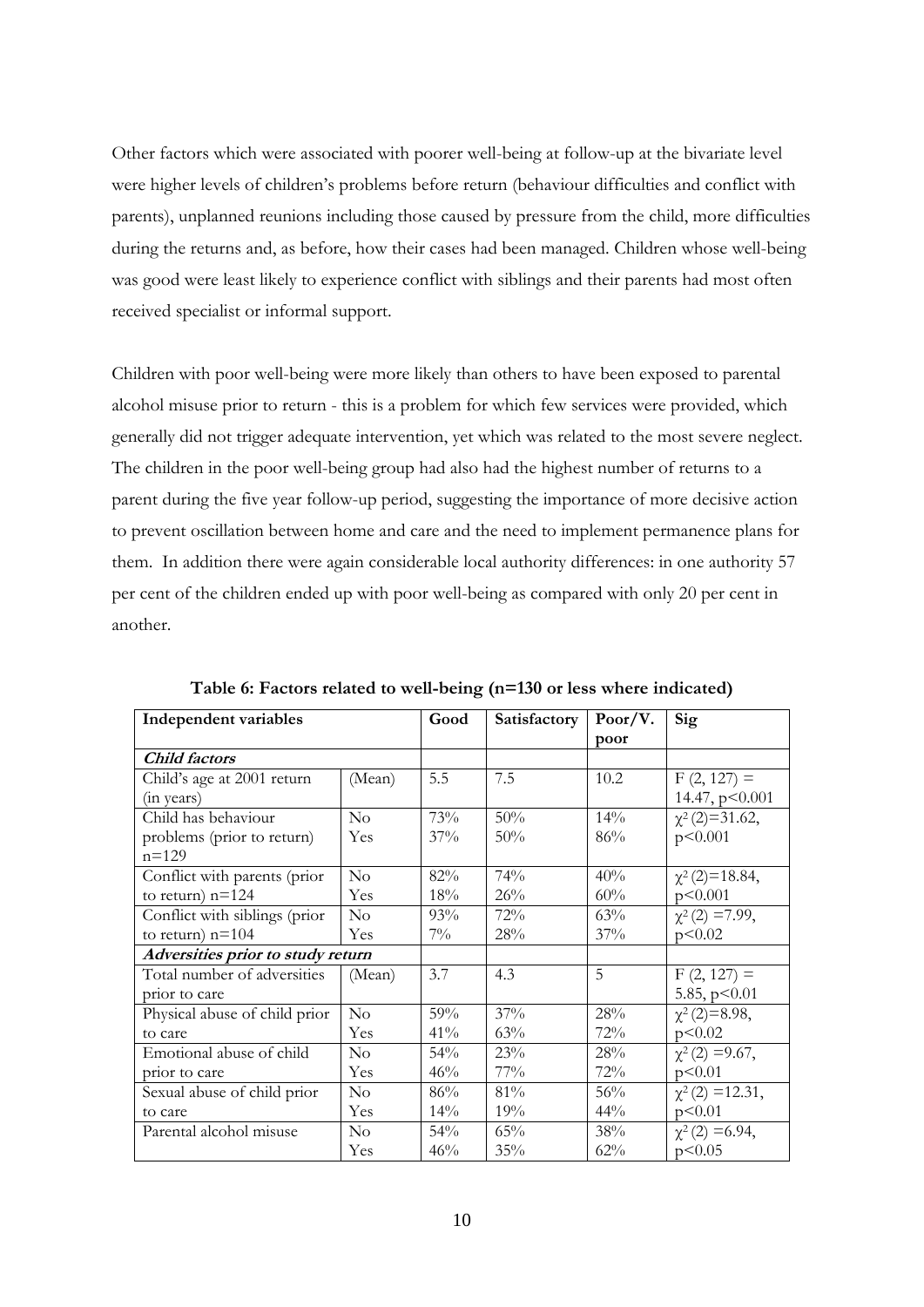Other factors which were associated with poorer well-being at follow-up at the bivariate level were higher levels of children's problems before return (behaviour difficulties and conflict with parents), unplanned reunions including those caused by pressure from the child, more difficulties during the returns and, as before, how their cases had been managed. Children whose well-being was good were least likely to experience conflict with siblings and their parents had most often received specialist or informal support.

Children with poor well-being were more likely than others to have been exposed to parental alcohol misuse prior to return - this is a problem for which few services were provided, which generally did not trigger adequate intervention, yet which was related to the most severe neglect. The children in the poor well-being group had also had the highest number of returns to a parent during the five year follow-up period, suggesting the importance of more decisive action to prevent oscillation between home and care and the need to implement permanence plans for them. In addition there were again considerable local authority differences: in one authority 57 per cent of the children ended up with poor well-being as compared with only 20 per cent in another.

**Table 6: Factors related to well-being (n=130 or less where indicated)**

| Independent variables | | Good | Satisfactory | Poor/V. poor | Sig |
|---|---|---|---|---|---|
| ***Child factors*** | | | | | |
| Child's age at 2001 return (in years) | (Mean) | 5.5 | 7.5 | 10.2 | $F(2, 127) = 14.47$, $p<0.001$ |
| Child has behaviour problems (prior to return) n=129 | No<br>Yes | 73%<br>37% | 50%<br>50% | 14%<br>86% | $\chi^2(2)=31.62$, $p<0.001$ |
| Conflict with parents (prior to return) n=124 | No<br>Yes | 82%<br>18% | 74%<br>26% | 40%<br>60% | $\chi^2(2)=18.84$, $p<0.001$ |
| Conflict with siblings (prior to return) n=104 | No<br>Yes | 93%<br>7% | 72%<br>28% | 63%<br>37% | $\chi^2(2)=7.99$, $p<0.02$ |
| ***Adversities prior to study return*** | | | | | |
| Total number of adversities prior to care | (Mean) | 3.7 | 4.3 | 5 | $F(2, 127) = 5.85$, $p<0.01$ |
| Physical abuse of child prior to care | No<br>Yes | 59%<br>41% | 37%<br>63% | 28%<br>72% | $\chi^2(2)=8.98$, $p<0.02$ |
| Emotional abuse of child prior to care | No<br>Yes | 54%<br>46% | 23%<br>77% | 28%<br>72% | $\chi^2(2)=9.67$, $p<0.01$ |
| Sexual abuse of child prior to care | No<br>Yes | 86%<br>14% | 81%<br>19% | 56%<br>44% | $\chi^2(2)=12.31$, $p<0.01$ |
| Parental alcohol misuse | No<br>Yes | 54%<br>46% | 65%<br>35% | 38%<br>62% | $\chi^2(2)=6.94$, $p<0.05$ |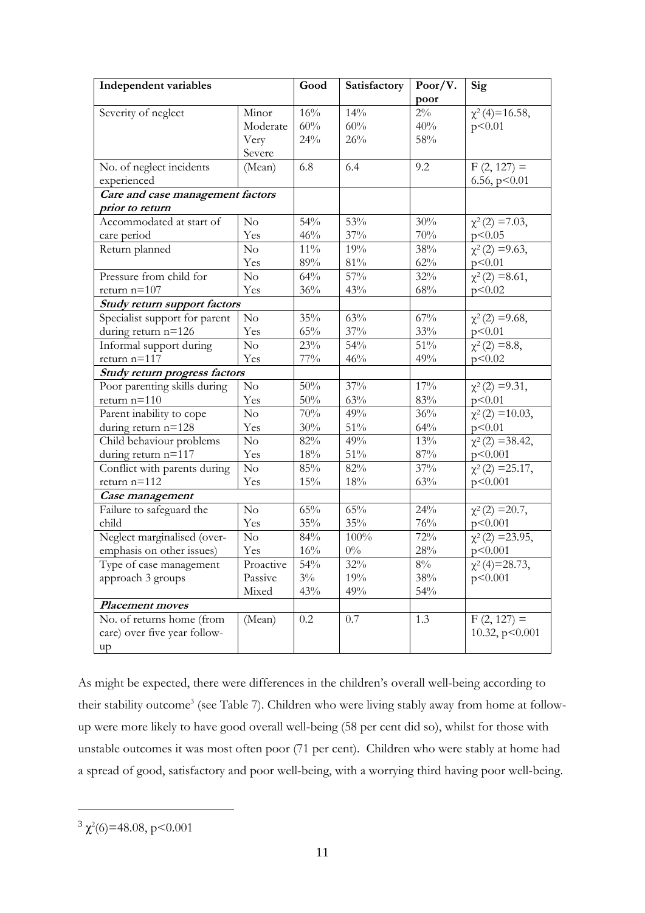| Independent variables | | Good | Satisfactory | Poor/V. poor | Sig |
|---|---|---|---|---|---|
| Severity of neglect | Minor<br>Moderate<br>Very Severe | 16%<br>60%<br>24% | 14%<br>60%<br>26% | 2%<br>40%<br>58% | $\chi^2(4)=16.58$, $p<0.01$ |
| No. of neglect incidents experienced | (Mean) | 6.8 | 6.4 | 9.2 | $F(2, 127) = 6.56$, $p<0.01$ |
| ***Care and case management factors prior to return*** | | | | | |
| Accommodated at start of care period | No<br>Yes | 54%<br>46% | 53%<br>37% | 30%<br>70% | $\chi^2(2) = 7.03$, $p<0.05$ |
| Return planned | No<br>Yes | 11%<br>89% | 19%<br>81% | 38%<br>62% | $\chi^2(2) = 9.63$, $p<0.01$ |
| Pressure from child for return n=107 | No<br>Yes | 64%<br>36% | 57%<br>43% | 32%<br>68% | $\chi^2(2) = 8.61$, $p<0.02$ |
| ***Study return support factors*** | | | | | |
| Specialist support for parent during return n=126 | No<br>Yes | 35%<br>65% | 63%<br>37% | 67%<br>33% | $\chi^2(2) = 9.68$, $p<0.01$ |
| Informal support during return n=117 | No<br>Yes | 23%<br>77% | 54%<br>46% | 51%<br>49% | $\chi^2(2) = 8.8$, $p<0.02$ |
| ***Study return progress factors*** | | | | | |
| Poor parenting skills during return n=110 | No<br>Yes | 50%<br>50% | 37%<br>63% | 17%<br>83% | $\chi^2(2) = 9.31$, $p<0.01$ |
| Parent inability to cope during return n=128 | No<br>Yes | 70%<br>30% | 49%<br>51% | 36%<br>64% | $\chi^2(2) = 10.03$, $p<0.01$ |
| Child behaviour problems during return n=117 | No<br>Yes | 82%<br>18% | 49%<br>51% | 13%<br>87% | $\chi^2(2) = 38.42$, $p<0.001$ |
| Conflict with parents during return n=112 | No<br>Yes | 85%<br>15% | 82%<br>18% | 37%<br>63% | $\chi^2(2) = 25.17$, $p<0.001$ |
| ***Case management*** | | | | | |
| Failure to safeguard the child | No<br>Yes | 65%<br>35% | 65%<br>35% | 24%<br>76% | $\chi^2(2) = 20.7$, $p<0.001$ |
| Neglect marginalised (over-emphasis on other issues) | No<br>Yes | 84%<br>16% | 100%<br>0% | 72%<br>28% | $\chi^2(2) = 23.95$, $p<0.001$ |
| Type of case management approach 3 groups | Proactive<br>Passive<br>Mixed | 54%<br>3%<br>43% | 32%<br>19%<br>49% | 8%<br>38%<br>54% | $\chi^2(4)=28.73$, $p<0.001$ |
| ***Placement moves*** | | | | | |
| No. of returns home (from care) over five year follow-up | (Mean) | 0.2 | 0.7 | 1.3 | $F(2, 127) = 10.32$, $p<0.001$ |

As might be expected, there were differences in the children's overall well-being according to their stability outcome[3] (see Table 7). Children who were living stably away from home at follow-up were more likely to have good overall well-being (58 per cent did so), whilst for those with unstable outcomes it was most often poor (71 per cent). Children who were stably at home had a spread of good, satisfactory and poor well-being, with a worrying third having poor well-being.

[3] $\chi^2(6)=48.08$, $p<0.001$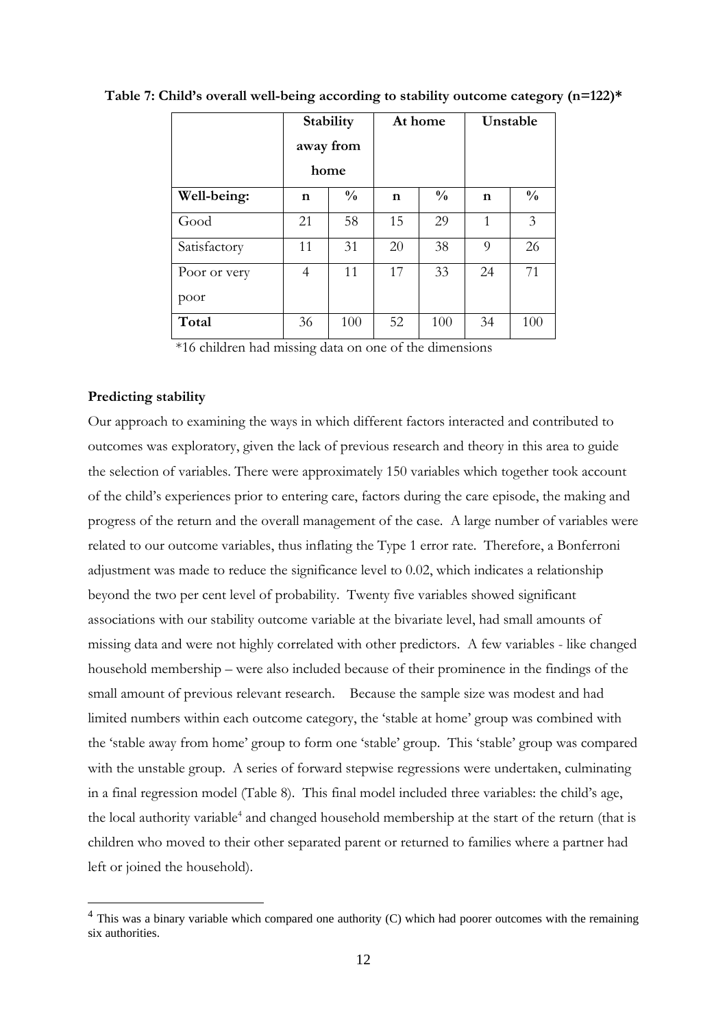**Table 7: Child's overall well-being according to stability outcome category (n=122)***

| | Stability away from home | | At home | | Unstable | |
|---|---|---|---|---|---|---|
| **Well-being:** | **n** | **%** | **n** | **%** | **n** | **%** |
| Good | 21 | 58 | 15 | 29 | 1 | 3 |
| Satisfactory | 11 | 31 | 20 | 38 | 9 | 26 |
| Poor or very poor | 4 | 11 | 17 | 33 | 24 | 71 |
| **Total** | 36 | 100 | 52 | 100 | 34 | 100 |

*16 children had missing data on one of the dimensions

**Predicting stability**

Our approach to examining the ways in which different factors interacted and contributed to outcomes was exploratory, given the lack of previous research and theory in this area to guide the selection of variables. There were approximately 150 variables which together took account of the child's experiences prior to entering care, factors during the care episode, the making and progress of the return and the overall management of the case. A large number of variables were related to our outcome variables, thus inflating the Type 1 error rate. Therefore, a Bonferroni adjustment was made to reduce the significance level to 0.02, which indicates a relationship beyond the two per cent level of probability. Twenty five variables showed significant associations with our stability outcome variable at the bivariate level, had small amounts of missing data and were not highly correlated with other predictors. A few variables - like changed household membership – were also included because of their prominence in the findings of the small amount of previous relevant research. Because the sample size was modest and had limited numbers within each outcome category, the 'stable at home' group was combined with the 'stable away from home' group to form one 'stable' group. This 'stable' group was compared with the unstable group. A series of forward stepwise regressions were undertaken, culminating in a final regression model (Table 8). This final model included three variables: the child's age, the local authority variable[4] and changed household membership at the start of the return (that is children who moved to their other separated parent or returned to families where a partner had left or joined the household).

[4] This was a binary variable which compared one authority (C) which had poorer outcomes with the remaining six authorities.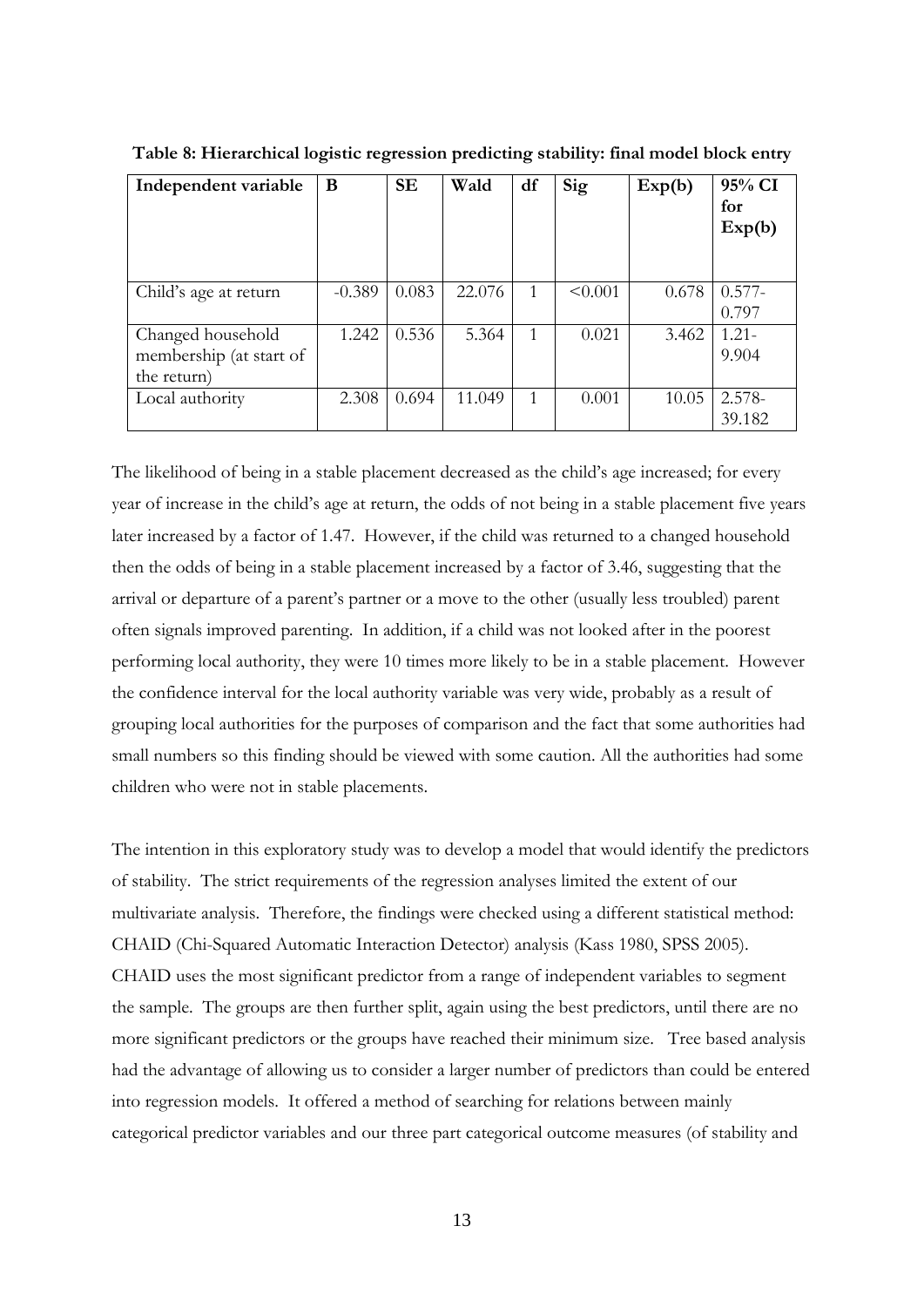**Table 8: Hierarchical logistic regression predicting stability: final model block entry**

| Independent variable | B | SE | Wald | df | Sig | Exp(b) | 95% CI for Exp(b) |
|---|---|---|---|---|---|---|---|
| Child's age at return | -0.389 | 0.083 | 22.076 | 1 | <0.001 | 0.678 | 0.577-0.797 |
| Changed household membership (at start of the return) | 1.242 | 0.536 | 5.364 | 1 | 0.021 | 3.462 | 1.21-9.904 |
| Local authority | 2.308 | 0.694 | 11.049 | 1 | 0.001 | 10.05 | 2.578-39.182 |

The likelihood of being in a stable placement decreased as the child's age increased; for every year of increase in the child's age at return, the odds of not being in a stable placement five years later increased by a factor of 1.47. However, if the child was returned to a changed household then the odds of being in a stable placement increased by a factor of 3.46, suggesting that the arrival or departure of a parent's partner or a move to the other (usually less troubled) parent often signals improved parenting. In addition, if a child was not looked after in the poorest performing local authority, they were 10 times more likely to be in a stable placement. However the confidence interval for the local authority variable was very wide, probably as a result of grouping local authorities for the purposes of comparison and the fact that some authorities had small numbers so this finding should be viewed with some caution. All the authorities had some children who were not in stable placements.

The intention in this exploratory study was to develop a model that would identify the predictors of stability. The strict requirements of the regression analyses limited the extent of our multivariate analysis. Therefore, the findings were checked using a different statistical method: CHAID (Chi-Squared Automatic Interaction Detector) analysis (Kass 1980, SPSS 2005). CHAID uses the most significant predictor from a range of independent variables to segment the sample. The groups are then further split, again using the best predictors, until there are no more significant predictors or the groups have reached their minimum size. Tree based analysis had the advantage of allowing us to consider a larger number of predictors than could be entered into regression models. It offered a method of searching for relations between mainly categorical predictor variables and our three part categorical outcome measures (of stability and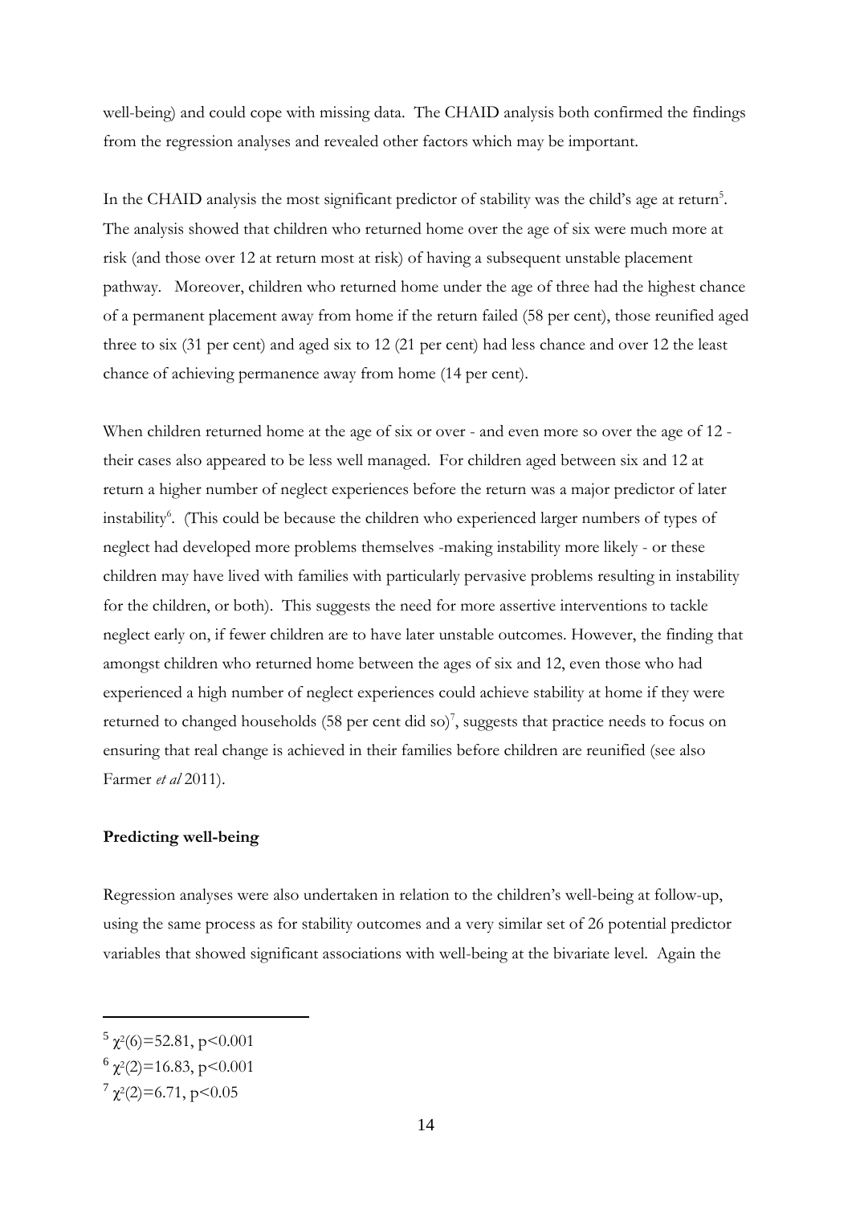well-being) and could cope with missing data. The CHAID analysis both confirmed the findings from the regression analyses and revealed other factors which may be important.

In the CHAID analysis the most significant predictor of stability was the child's age at return[5]. The analysis showed that children who returned home over the age of six were much more at risk (and those over 12 at return most at risk) of having a subsequent unstable placement pathway. Moreover, children who returned home under the age of three had the highest chance of a permanent placement away from home if the return failed (58 per cent), those reunified aged three to six (31 per cent) and aged six to 12 (21 per cent) had less chance and over 12 the least chance of achieving permanence away from home (14 per cent).

When children returned home at the age of six or over - and even more so over the age of 12 - their cases also appeared to be less well managed. For children aged between six and 12 at return a higher number of neglect experiences before the return was a major predictor of later instability[6]. (This could be because the children who experienced larger numbers of types of neglect had developed more problems themselves -making instability more likely - or these children may have lived with families with particularly pervasive problems resulting in instability for the children, or both). This suggests the need for more assertive interventions to tackle neglect early on, if fewer children are to have later unstable outcomes. However, the finding that amongst children who returned home between the ages of six and 12, even those who had experienced a high number of neglect experiences could achieve stability at home if they were returned to changed households (58 per cent did so)[7], suggests that practice needs to focus on ensuring that real change is achieved in their families before children are reunified (see also Farmer *et al* 2011).

**Predicting well-being**

Regression analyses were also undertaken in relation to the children's well-being at follow-up, using the same process as for stability outcomes and a very similar set of 26 potential predictor variables that showed significant associations with well-being at the bivariate level. Again the

---

[5] $\chi^2(6)=52.81$, $p<0.001$

[6] $\chi^2(2)=16.83$, $p<0.001$

[7] $\chi^2(2)=6.71$, $p<0.05$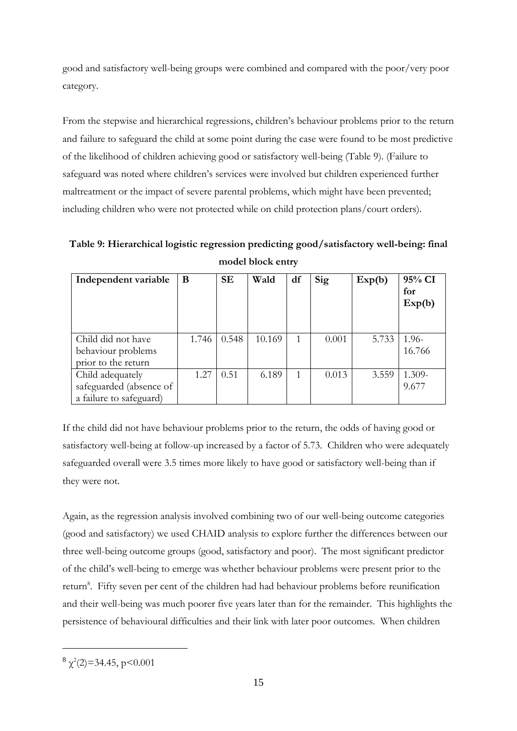good and satisfactory well-being groups were combined and compared with the poor/very poor category.

From the stepwise and hierarchical regressions, children's behaviour problems prior to the return and failure to safeguard the child at some point during the case were found to be most predictive of the likelihood of children achieving good or satisfactory well-being (Table 9). (Failure to safeguard was noted where children's services were involved but children experienced further maltreatment or the impact of severe parental problems, which might have been prevented; including children who were not protected while on child protection plans/court orders).

**Table 9: Hierarchical logistic regression predicting good/satisfactory well-being: final model block entry**

| Independent variable | B | SE | Wald | df | Sig | Exp(b) | 95% CI for Exp(b) |
|---|---|---|---|---|---|---|---|
| Child did not have behaviour problems prior to the return | 1.746 | 0.548 | 10.169 | 1 | 0.001 | 5.733 | 1.96-16.766 |
| Child adequately safeguarded (absence of a failure to safeguard) | 1.27 | 0.51 | 6.189 | 1 | 0.013 | 3.559 | 1.309-9.677 |

If the child did not have behaviour problems prior to the return, the odds of having good or satisfactory well-being at follow-up increased by a factor of 5.73. Children who were adequately safeguarded overall were 3.5 times more likely to have good or satisfactory well-being than if they were not.

Again, as the regression analysis involved combining two of our well-being outcome categories (good and satisfactory) we used CHAID analysis to explore further the differences between our three well-being outcome groups (good, satisfactory and poor). The most significant predictor of the child's well-being to emerge was whether behaviour problems were present prior to the return[8]. Fifty seven per cent of the children had had behaviour problems before reunification and their well-being was much poorer five years later than for the remainder. This highlights the persistence of behavioural difficulties and their link with later poor outcomes. When children

---

[8] $\chi^2(2)=34.45$, $p<0.001$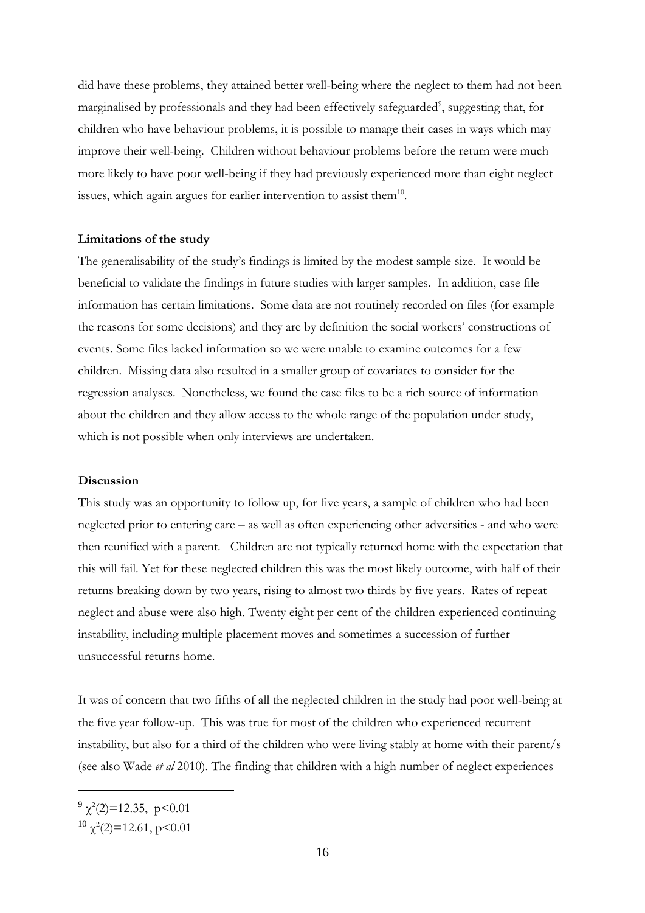did have these problems, they attained better well-being where the neglect to them had not been marginalised by professionals and they had been effectively safeguarded[9], suggesting that, for children who have behaviour problems, it is possible to manage their cases in ways which may improve their well-being. Children without behaviour problems before the return were much more likely to have poor well-being if they had previously experienced more than eight neglect issues, which again argues for earlier intervention to assist them[10].

**Limitations of the study**

The generalisability of the study's findings is limited by the modest sample size. It would be beneficial to validate the findings in future studies with larger samples. In addition, case file information has certain limitations. Some data are not routinely recorded on files (for example the reasons for some decisions) and they are by definition the social workers' constructions of events. Some files lacked information so we were unable to examine outcomes for a few children. Missing data also resulted in a smaller group of covariates to consider for the regression analyses. Nonetheless, we found the case files to be a rich source of information about the children and they allow access to the whole range of the population under study, which is not possible when only interviews are undertaken.

**Discussion**

This study was an opportunity to follow up, for five years, a sample of children who had been neglected prior to entering care – as well as often experiencing other adversities - and who were then reunified with a parent. Children are not typically returned home with the expectation that this will fail. Yet for these neglected children this was the most likely outcome, with half of their returns breaking down by two years, rising to almost two thirds by five years. Rates of repeat neglect and abuse were also high. Twenty eight per cent of the children experienced continuing instability, including multiple placement moves and sometimes a succession of further unsuccessful returns home.

It was of concern that two fifths of all the neglected children in the study had poor well-being at the five year follow-up. This was true for most of the children who experienced recurrent instability, but also for a third of the children who were living stably at home with their parent/s (see also Wade *et al* 2010). The finding that children with a high number of neglect experiences

---

[9] $\chi^2(2)=12.35$, $p<0.01$

[10] $\chi^2(2)=12.61$, $p<0.01$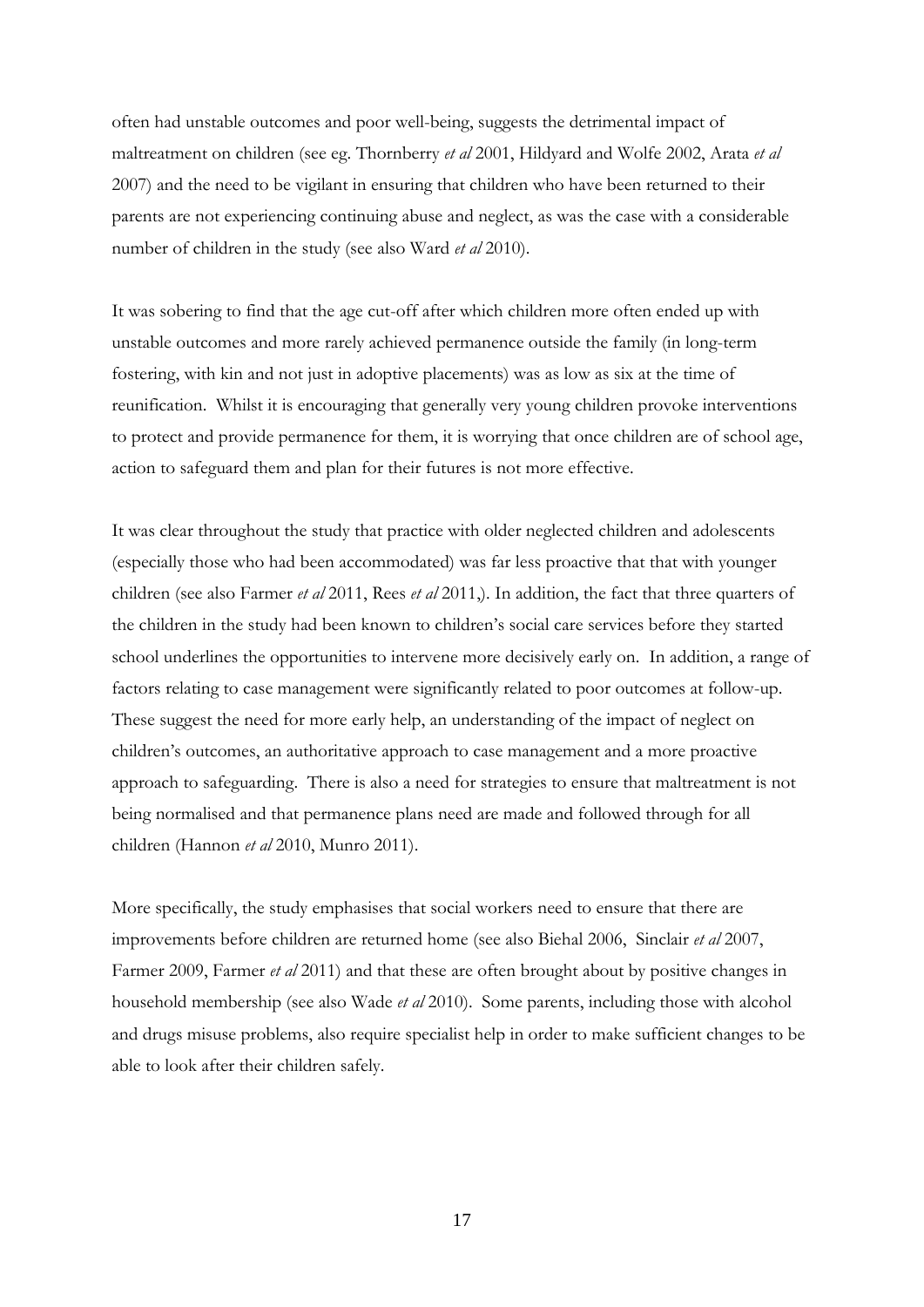often had unstable outcomes and poor well-being, suggests the detrimental impact of maltreatment on children (see eg. Thornberry *et al* 2001, Hildyard and Wolfe 2002, Arata *et al* 2007) and the need to be vigilant in ensuring that children who have been returned to their parents are not experiencing continuing abuse and neglect, as was the case with a considerable number of children in the study (see also Ward *et al* 2010).

It was sobering to find that the age cut-off after which children more often ended up with unstable outcomes and more rarely achieved permanence outside the family (in long-term fostering, with kin and not just in adoptive placements) was as low as six at the time of reunification. Whilst it is encouraging that generally very young children provoke interventions to protect and provide permanence for them, it is worrying that once children are of school age, action to safeguard them and plan for their futures is not more effective.

It was clear throughout the study that practice with older neglected children and adolescents (especially those who had been accommodated) was far less proactive that that with younger children (see also Farmer *et al* 2011, Rees *et al* 2011,). In addition, the fact that three quarters of the children in the study had been known to children's social care services before they started school underlines the opportunities to intervene more decisively early on. In addition, a range of factors relating to case management were significantly related to poor outcomes at follow-up. These suggest the need for more early help, an understanding of the impact of neglect on children's outcomes, an authoritative approach to case management and a more proactive approach to safeguarding. There is also a need for strategies to ensure that maltreatment is not being normalised and that permanence plans need are made and followed through for all children (Hannon *et al* 2010, Munro 2011).

More specifically, the study emphasises that social workers need to ensure that there are improvements before children are returned home (see also Biehal 2006, Sinclair *et al* 2007, Farmer 2009, Farmer *et al* 2011) and that these are often brought about by positive changes in household membership (see also Wade *et al* 2010). Some parents, including those with alcohol and drugs misuse problems, also require specialist help in order to make sufficient changes to be able to look after their children safely.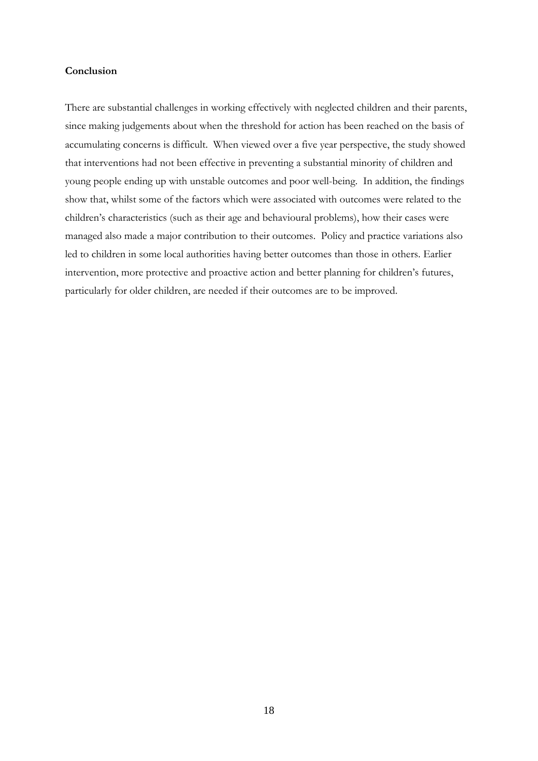**Conclusion**

There are substantial challenges in working effectively with neglected children and their parents, since making judgements about when the threshold for action has been reached on the basis of accumulating concerns is difficult. When viewed over a five year perspective, the study showed that interventions had not been effective in preventing a substantial minority of children and young people ending up with unstable outcomes and poor well-being. In addition, the findings show that, whilst some of the factors which were associated with outcomes were related to the children's characteristics (such as their age and behavioural problems), how their cases were managed also made a major contribution to their outcomes. Policy and practice variations also led to children in some local authorities having better outcomes than those in others. Earlier intervention, more protective and proactive action and better planning for children's futures, particularly for older children, are needed if their outcomes are to be improved.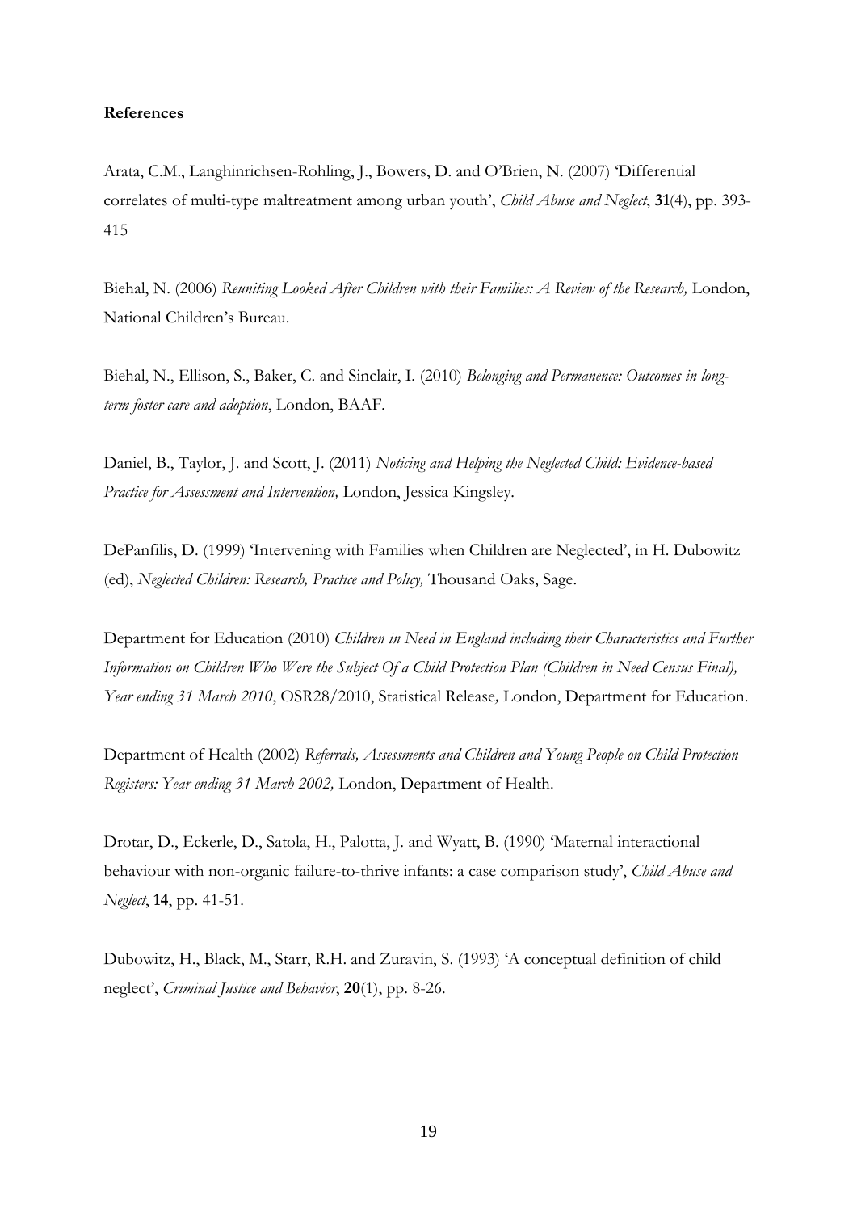**References**

Arata, C.M., Langhinrichsen-Rohling, J., Bowers, D. and O'Brien, N. (2007) 'Differential correlates of multi-type maltreatment among urban youth', *Child Abuse and Neglect*, **31**(4), pp. 393-415

Biehal, N. (2006) *Reuniting Looked After Children with their Families: A Review of the Research,* London, National Children's Bureau.

Biehal, N., Ellison, S., Baker, C. and Sinclair, I. (2010) *Belonging and Permanence: Outcomes in long-term foster care and adoption*, London, BAAF.

Daniel, B., Taylor, J. and Scott, J. (2011) *Noticing and Helping the Neglected Child: Evidence-based Practice for Assessment and Intervention,* London, Jessica Kingsley.

DePanfilis, D. (1999) 'Intervening with Families when Children are Neglected', in H. Dubowitz (ed), *Neglected Children: Research, Practice and Policy,* Thousand Oaks, Sage.

Department for Education (2010) *Children in Need in England including their Characteristics and Further Information on Children Who Were the Subject Of a Child Protection Plan (Children in Need Census Final), Year ending 31 March 2010*, OSR28/2010, Statistical Release*,* London, Department for Education.

Department of Health (2002) *Referrals, Assessments and Children and Young People on Child Protection Registers: Year ending 31 March 2002,* London, Department of Health.

Drotar, D., Eckerle, D., Satola, H., Palotta, J. and Wyatt, B. (1990) 'Maternal interactional behaviour with non-organic failure-to-thrive infants: a case comparison study', *Child Abuse and Neglect*, **14**, pp. 41-51.

Dubowitz, H., Black, M., Starr, R.H. and Zuravin, S. (1993) 'A conceptual definition of child neglect', *Criminal Justice and Behavior*, **20**(1), pp. 8-26.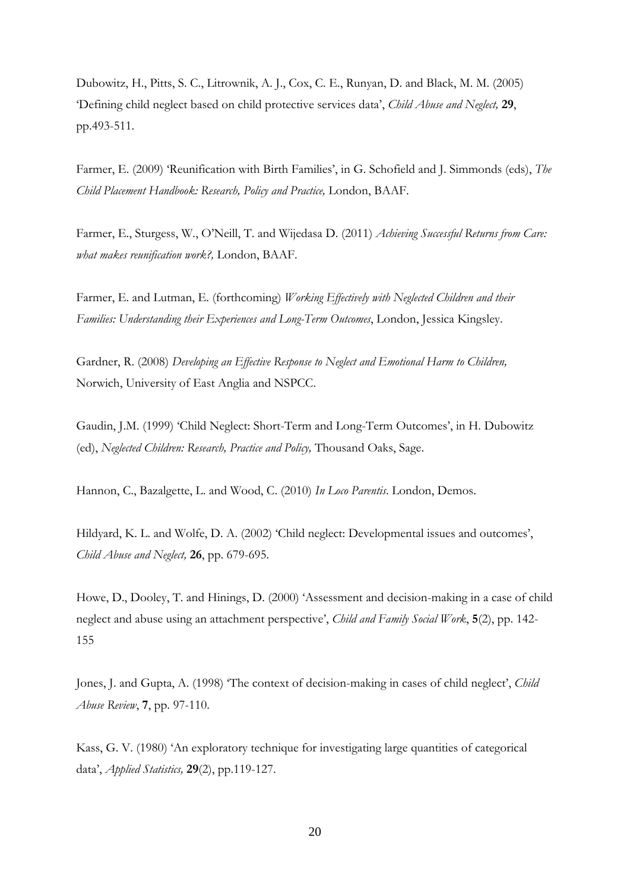Dubowitz, H., Pitts, S. C., Litrownik, A. J., Cox, C. E., Runyan, D. and Black, M. M. (2005) 'Defining child neglect based on child protective services data', *Child Abuse and Neglect,* **29**, pp.493-511.

Farmer, E. (2009) 'Reunification with Birth Families', in G. Schofield and J. Simmonds (eds), *The Child Placement Handbook: Research, Policy and Practice,* London, BAAF.

Farmer, E., Sturgess, W., O'Neill, T. and Wijedasa D. (2011) *Achieving Successful Returns from Care: what makes reunification work?,* London, BAAF.

Farmer, E. and Lutman, E. (forthcoming) *Working Effectively with Neglected Children and their Families: Understanding their Experiences and Long-Term Outcomes*, London, Jessica Kingsley.

Gardner, R. (2008) *Developing an Effective Response to Neglect and Emotional Harm to Children,* Norwich, University of East Anglia and NSPCC.

Gaudin, J.M. (1999) 'Child Neglect: Short-Term and Long-Term Outcomes', in H. Dubowitz (ed), *Neglected Children: Research, Practice and Policy,* Thousand Oaks, Sage.

Hannon, C., Bazalgette, L. and Wood, C. (2010) *In Loco Parentis*. London, Demos.

Hildyard, K. L. and Wolfe, D. A. (2002) 'Child neglect: Developmental issues and outcomes', *Child Abuse and Neglect,* **26**, pp. 679-695.

Howe, D., Dooley, T. and Hinings, D. (2000) 'Assessment and decision-making in a case of child neglect and abuse using an attachment perspective', *Child and Family Social Work*, **5**(2), pp. 142-155

Jones, J. and Gupta, A. (1998) 'The context of decision-making in cases of child neglect', *Child Abuse Review*, **7**, pp. 97-110.

Kass, G. V. (1980) 'An exploratory technique for investigating large quantities of categorical data', *Applied Statistics,* **29**(2), pp.119-127.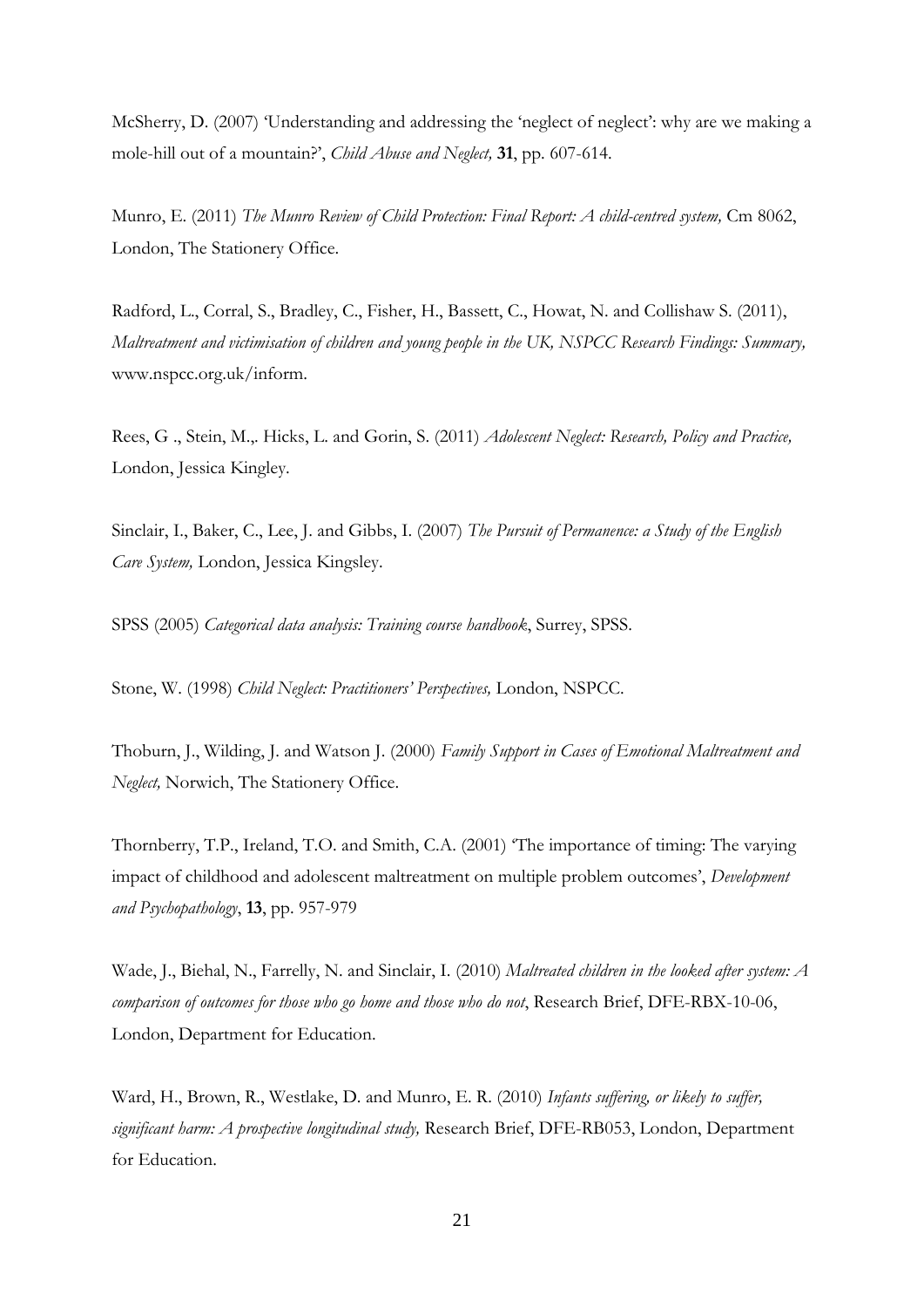McSherry, D. (2007) 'Understanding and addressing the 'neglect of neglect': why are we making a mole-hill out of a mountain?', *Child Abuse and Neglect,* **31**, pp. 607-614.

Munro, E. (2011) *The Munro Review of Child Protection: Final Report: A child-centred system,* Cm 8062, London, The Stationery Office.

Radford, L., Corral, S., Bradley, C., Fisher, H., Bassett, C., Howat, N. and Collishaw S. (2011), *Maltreatment and victimisation of children and young people in the UK, NSPCC Research Findings: Summary,* www.nspcc.org.uk/inform.

Rees, G ., Stein, M.,. Hicks, L. and Gorin, S. (2011) *Adolescent Neglect: Research, Policy and Practice,* London, Jessica Kingley.

Sinclair, I., Baker, C., Lee, J. and Gibbs, I. (2007) *The Pursuit of Permanence: a Study of the English Care System,* London, Jessica Kingsley.

SPSS (2005) *Categorical data analysis: Training course handbook*, Surrey, SPSS.

Stone, W. (1998) *Child Neglect: Practitioners' Perspectives,* London, NSPCC.

Thoburn, J., Wilding, J. and Watson J. (2000) *Family Support in Cases of Emotional Maltreatment and Neglect,* Norwich, The Stationery Office.

Thornberry, T.P., Ireland, T.O. and Smith, C.A. (2001) 'The importance of timing: The varying impact of childhood and adolescent maltreatment on multiple problem outcomes', *Development and Psychopathology*, **13**, pp. 957-979

Wade, J., Biehal, N., Farrelly, N. and Sinclair, I. (2010) *Maltreated children in the looked after system: A comparison of outcomes for those who go home and those who do not*, Research Brief, DFE-RBX-10-06, London, Department for Education.

Ward, H., Brown, R., Westlake, D. and Munro, E. R. (2010) *Infants suffering, or likely to suffer, significant harm: A prospective longitudinal study,* Research Brief, DFE-RB053, London, Department for Education.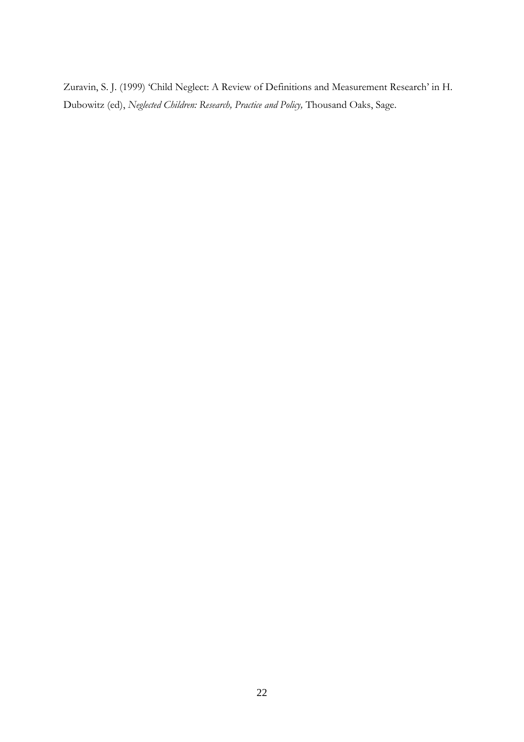Zuravin, S. J. (1999) 'Child Neglect: A Review of Definitions and Measurement Research' in H. Dubowitz (ed), *Neglected Children: Research, Practice and Policy,* Thousand Oaks, Sage.